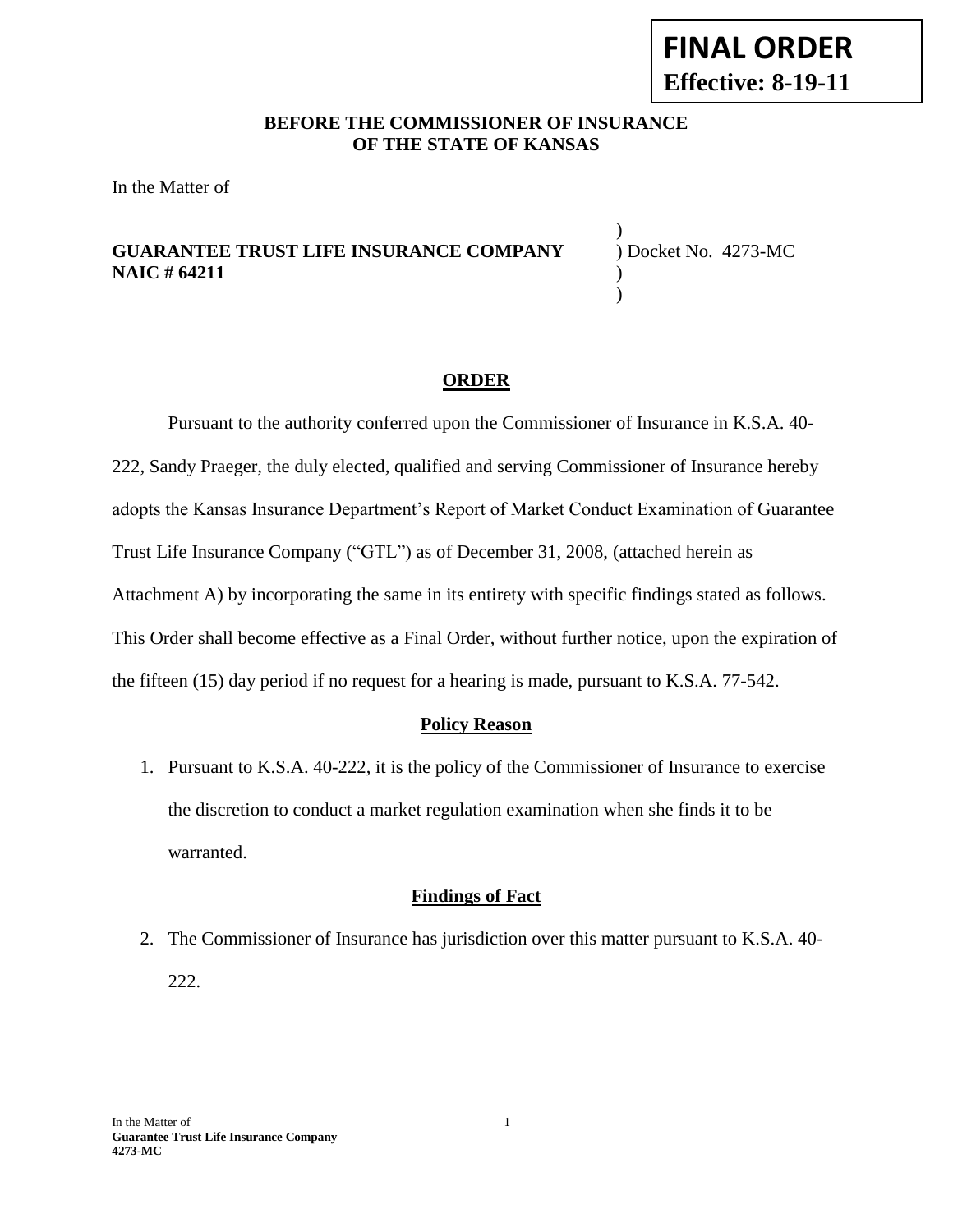**FINAL ORDER**
**Effective: 8-19-11**

**BEFORE THE COMMISSIONER OF INSURANCE**
**OF THE STATE OF KANSAS**

In the Matter of

**GUARANTEE TRUST LIFE INSURANCE COMPANY** ) Docket No. 4273-MC
**NAIC # 64211**

## ORDER

Pursuant to the authority conferred upon the Commissioner of Insurance in K.S.A. 40-222, Sandy Praeger, the duly elected, qualified and serving Commissioner of Insurance hereby adopts the Kansas Insurance Department's Report of Market Conduct Examination of Guarantee Trust Life Insurance Company ("GTL") as of December 31, 2008, (attached herein as Attachment A) by incorporating the same in its entirety with specific findings stated as follows. This Order shall become effective as a Final Order, without further notice, upon the expiration of the fifteen (15) day period if no request for a hearing is made, pursuant to K.S.A. 77-542.

### Policy Reason

1. Pursuant to K.S.A. 40-222, it is the policy of the Commissioner of Insurance to exercise the discretion to conduct a market regulation examination when she finds it to be warranted.

### Findings of Fact

2. The Commissioner of Insurance has jurisdiction over this matter pursuant to K.S.A. 40-222.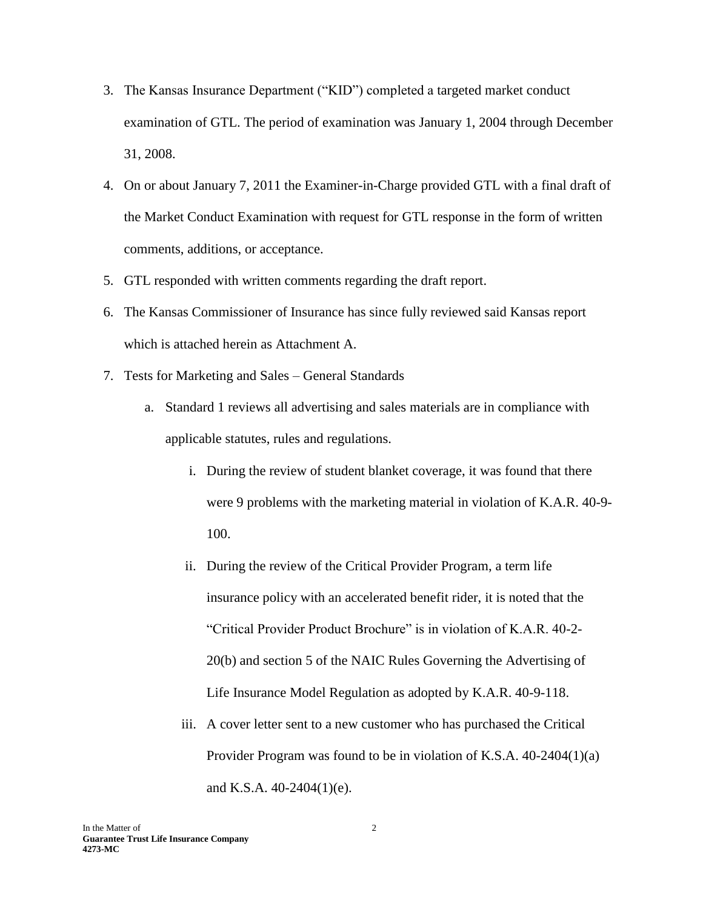3. The Kansas Insurance Department ("KID") completed a targeted market conduct examination of GTL. The period of examination was January 1, 2004 through December 31, 2008.
4. On or about January 7, 2011 the Examiner-in-Charge provided GTL with a final draft of the Market Conduct Examination with request for GTL response in the form of written comments, additions, or acceptance.
5. GTL responded with written comments regarding the draft report.
6. The Kansas Commissioner of Insurance has since fully reviewed said Kansas report which is attached herein as Attachment A.
7. Tests for Marketing and Sales – General Standards
    a. Standard 1 reviews all advertising and sales materials are in compliance with applicable statutes, rules and regulations.
        i. During the review of student blanket coverage, it was found that there were 9 problems with the marketing material in violation of K.A.R. 40-9-100.
        ii. During the review of the Critical Provider Program, a term life insurance policy with an accelerated benefit rider, it is noted that the "Critical Provider Product Brochure" is in violation of K.A.R. 40-2-20(b) and section 5 of the NAIC Rules Governing the Advertising of Life Insurance Model Regulation as adopted by K.A.R. 40-9-118.
        iii. A cover letter sent to a new customer who has purchased the Critical Provider Program was found to be in violation of K.S.A. 40-2404(1)(a) and K.S.A. 40-2404(1)(e).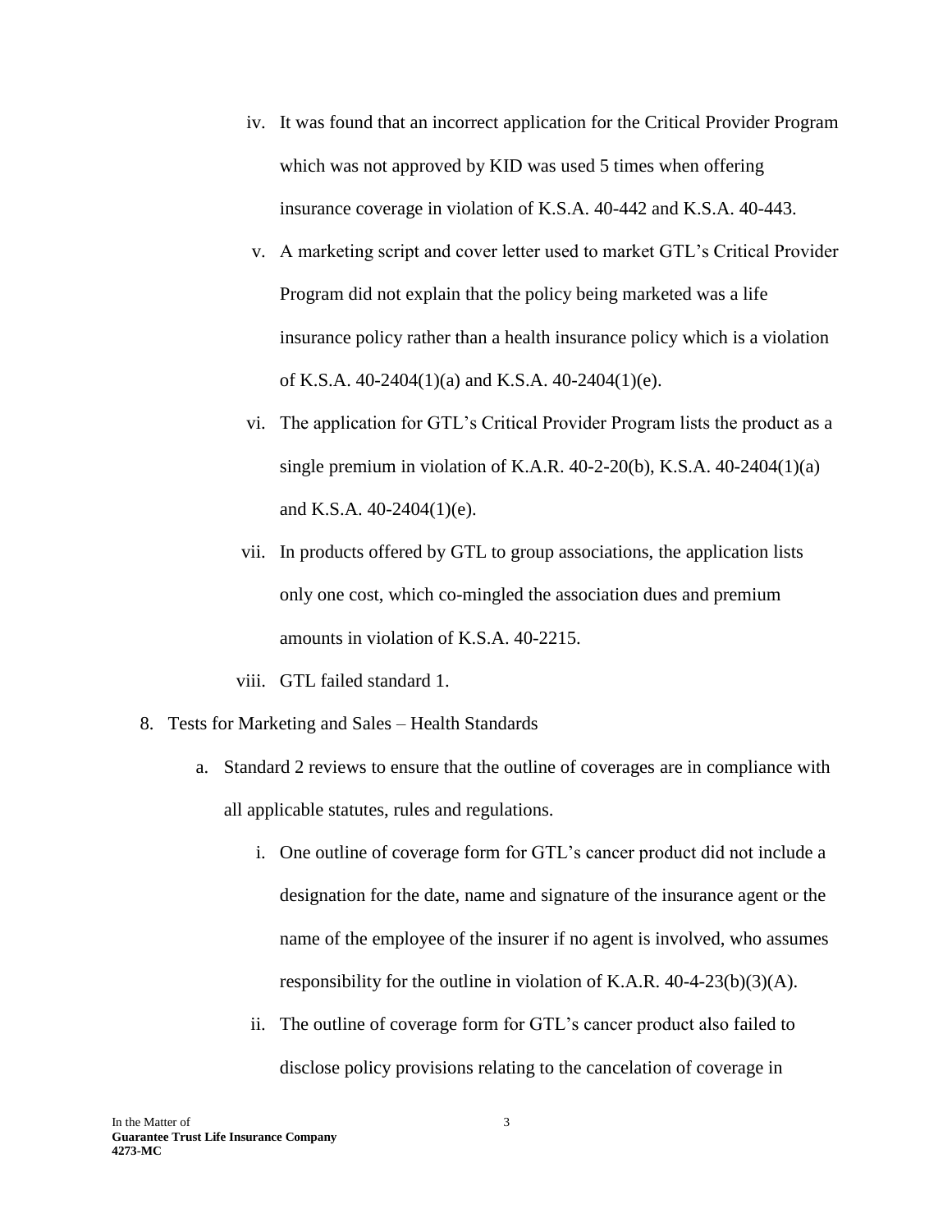iv. It was found that an incorrect application for the Critical Provider Program which was not approved by KID was used 5 times when offering insurance coverage in violation of K.S.A. 40-442 and K.S.A. 40-443.

v. A marketing script and cover letter used to market GTL's Critical Provider Program did not explain that the policy being marketed was a life insurance policy rather than a health insurance policy which is a violation of K.S.A. 40-2404(1)(a) and K.S.A. 40-2404(1)(e).

vi. The application for GTL's Critical Provider Program lists the product as a single premium in violation of K.A.R. 40-2-20(b), K.S.A. 40-2404(1)(a) and K.S.A. 40-2404(1)(e).

vii. In products offered by GTL to group associations, the application lists only one cost, which co-mingled the association dues and premium amounts in violation of K.S.A. 40-2215.

viii. GTL failed standard 1.

8. Tests for Marketing and Sales – Health Standards

   a. Standard 2 reviews to ensure that the outline of coverages are in compliance with all applicable statutes, rules and regulations.

      i. One outline of coverage form for GTL's cancer product did not include a designation for the date, name and signature of the insurance agent or the name of the employee of the insurer if no agent is involved, who assumes responsibility for the outline in violation of K.A.R. 40-4-23(b)(3)(A).

      ii. The outline of coverage form for GTL's cancer product also failed to disclose policy provisions relating to the cancelation of coverage in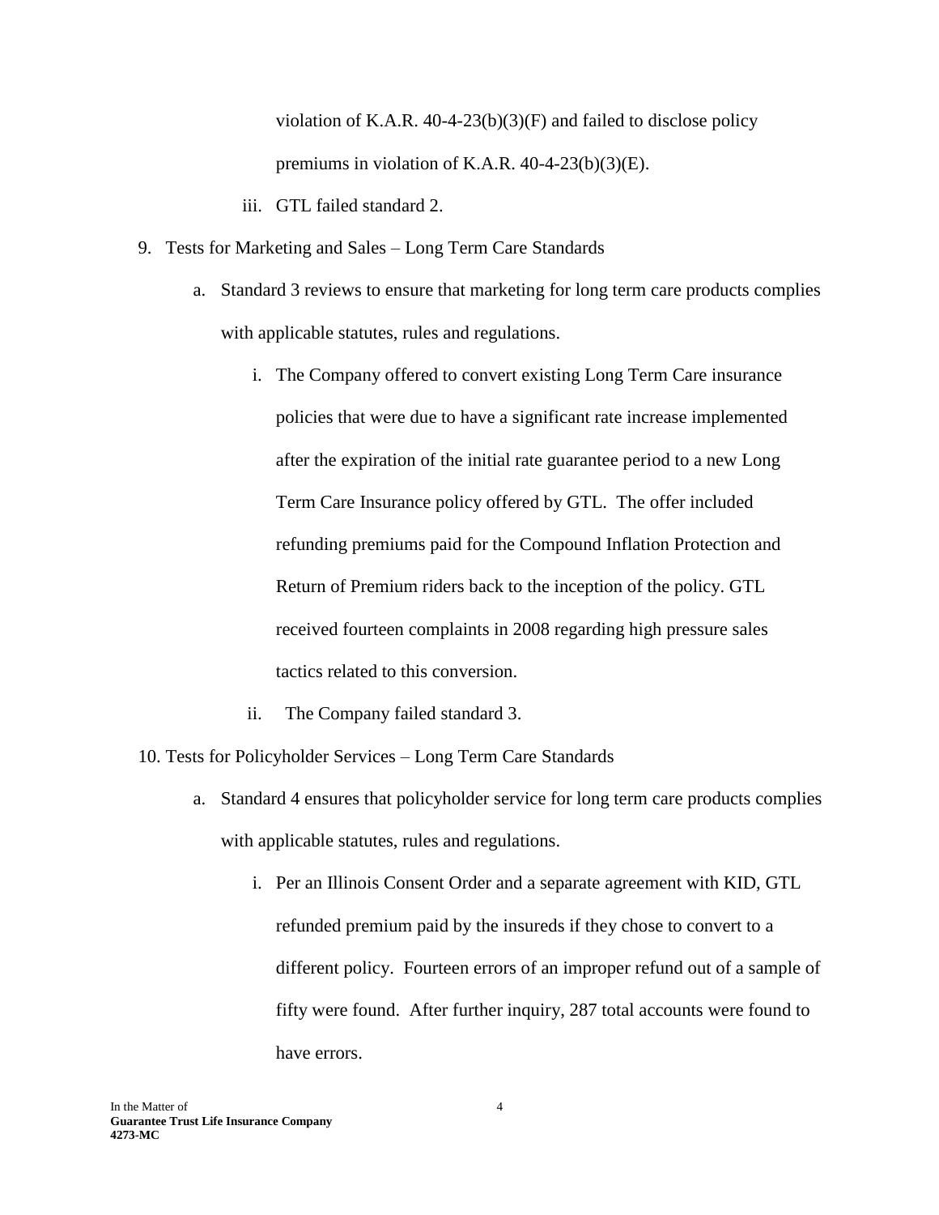violation of K.A.R. 40-4-23(b)(3)(F) and failed to disclose policy premiums in violation of K.A.R. 40-4-23(b)(3)(E).

iii. GTL failed standard 2.

9. Tests for Marketing and Sales – Long Term Care Standards

   a. Standard 3 reviews to ensure that marketing for long term care products complies with applicable statutes, rules and regulations.

      i. The Company offered to convert existing Long Term Care insurance policies that were due to have a significant rate increase implemented after the expiration of the initial rate guarantee period to a new Long Term Care Insurance policy offered by GTL. The offer included refunding premiums paid for the Compound Inflation Protection and Return of Premium riders back to the inception of the policy. GTL received fourteen complaints in 2008 regarding high pressure sales tactics related to this conversion.

      ii. The Company failed standard 3.

10. Tests for Policyholder Services – Long Term Care Standards

   a. Standard 4 ensures that policyholder service for long term care products complies with applicable statutes, rules and regulations.

      i. Per an Illinois Consent Order and a separate agreement with KID, GTL refunded premium paid by the insureds if they chose to convert to a different policy. Fourteen errors of an improper refund out of a sample of fifty were found. After further inquiry, 287 total accounts were found to have errors.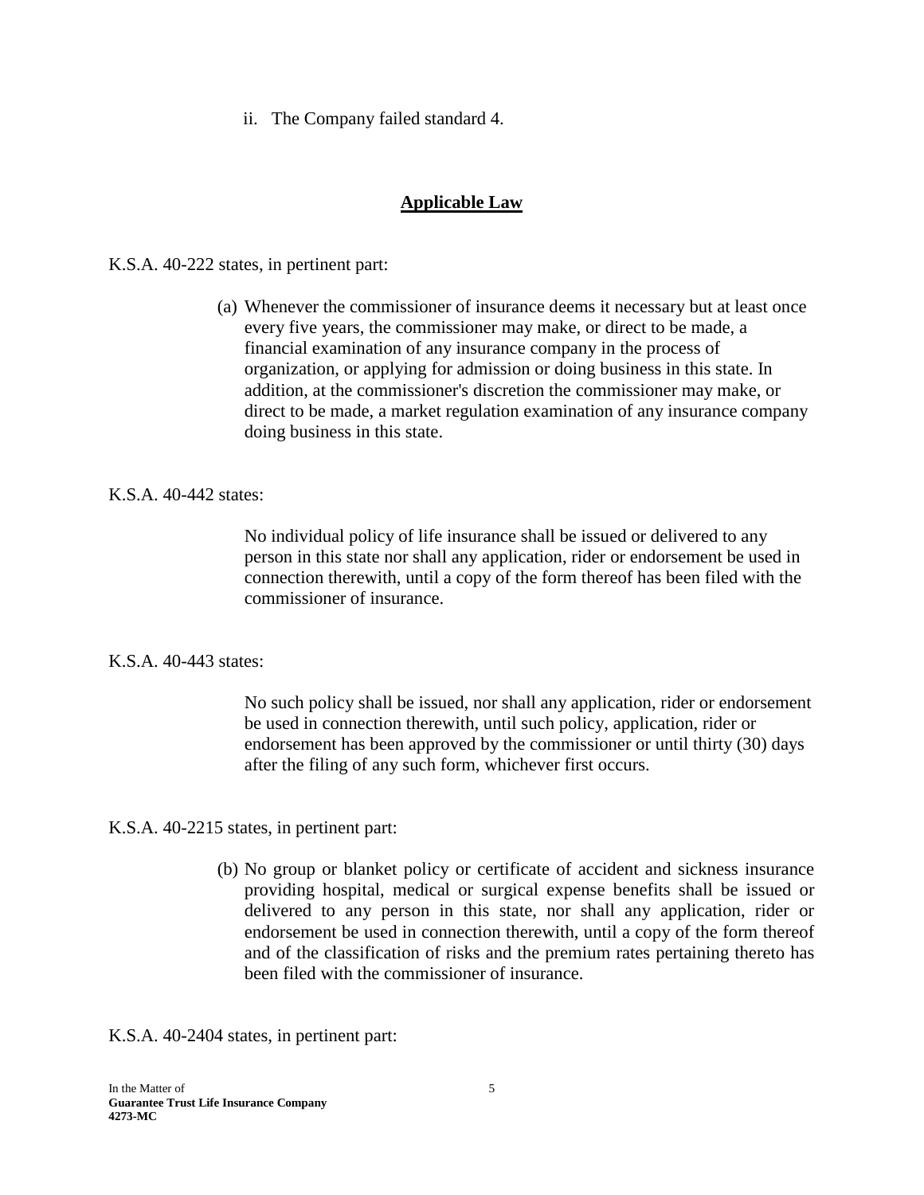ii. The Company failed standard 4.

## Applicable Law

K.S.A. 40-222 states, in pertinent part:

> (a) Whenever the commissioner of insurance deems it necessary but at least once every five years, the commissioner may make, or direct to be made, a financial examination of any insurance company in the process of organization, or applying for admission or doing business in this state. In addition, at the commissioner's discretion the commissioner may make, or direct to be made, a market regulation examination of any insurance company doing business in this state.

K.S.A. 40-442 states:

> No individual policy of life insurance shall be issued or delivered to any person in this state nor shall any application, rider or endorsement be used in connection therewith, until a copy of the form thereof has been filed with the commissioner of insurance.

K.S.A. 40-443 states:

> No such policy shall be issued, nor shall any application, rider or endorsement be used in connection therewith, until such policy, application, rider or endorsement has been approved by the commissioner or until thirty (30) days after the filing of any such form, whichever first occurs.

K.S.A. 40-2215 states, in pertinent part:

> (b) No group or blanket policy or certificate of accident and sickness insurance providing hospital, medical or surgical expense benefits shall be issued or delivered to any person in this state, nor shall any application, rider or endorsement be used in connection therewith, until a copy of the form thereof and of the classification of risks and the premium rates pertaining thereto has been filed with the commissioner of insurance.

K.S.A. 40-2404 states, in pertinent part: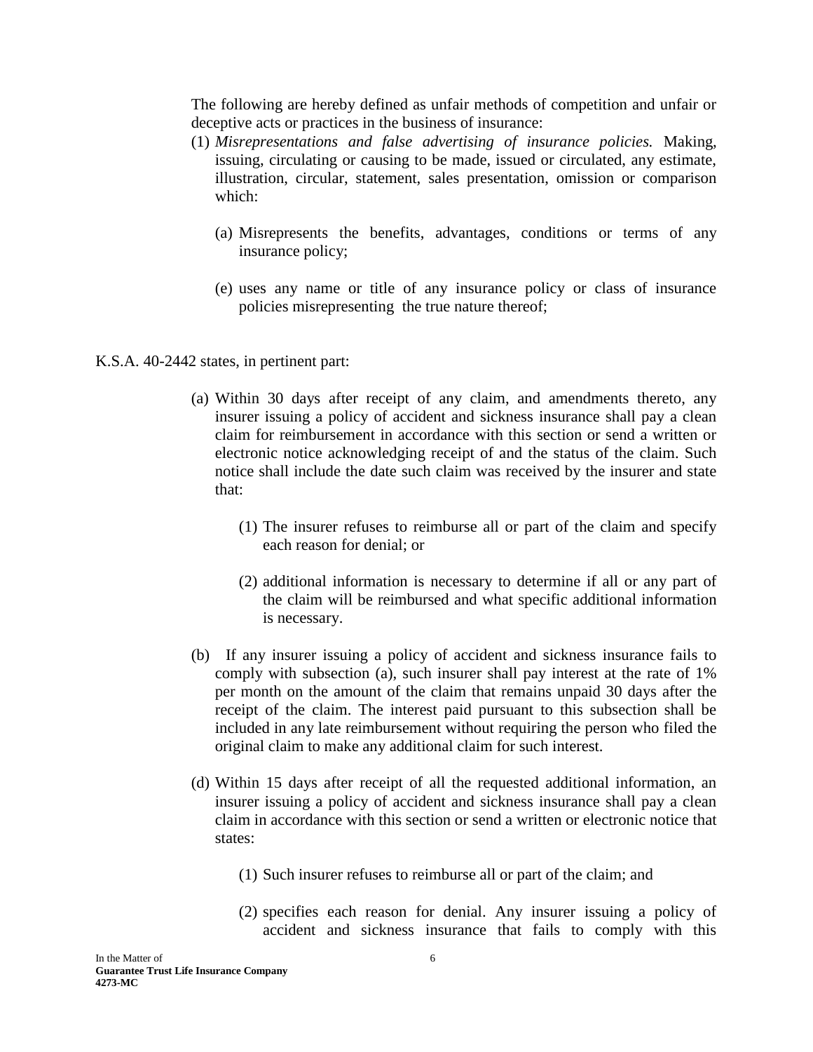The following are hereby defined as unfair methods of competition and unfair or deceptive acts or practices in the business of insurance:

(1) *Misrepresentations and false advertising of insurance policies.* Making, issuing, circulating or causing to be made, issued or circulated, any estimate, illustration, circular, statement, sales presentation, omission or comparison which:

   (a) Misrepresents the benefits, advantages, conditions or terms of any insurance policy;

   (e) uses any name or title of any insurance policy or class of insurance policies misrepresenting the true nature thereof;

K.S.A. 40-2442 states, in pertinent part:

(a) Within 30 days after receipt of any claim, and amendments thereto, any insurer issuing a policy of accident and sickness insurance shall pay a clean claim for reimbursement in accordance with this section or send a written or electronic notice acknowledging receipt of and the status of the claim. Such notice shall include the date such claim was received by the insurer and state that:

   (1) The insurer refuses to reimburse all or part of the claim and specify each reason for denial; or

   (2) additional information is necessary to determine if all or any part of the claim will be reimbursed and what specific additional information is necessary.

(b) If any insurer issuing a policy of accident and sickness insurance fails to comply with subsection (a), such insurer shall pay interest at the rate of 1% per month on the amount of the claim that remains unpaid 30 days after the receipt of the claim. The interest paid pursuant to this subsection shall be included in any late reimbursement without requiring the person who filed the original claim to make any additional claim for such interest.

(d) Within 15 days after receipt of all the requested additional information, an insurer issuing a policy of accident and sickness insurance shall pay a clean claim in accordance with this section or send a written or electronic notice that states:

   (1) Such insurer refuses to reimburse all or part of the claim; and

   (2) specifies each reason for denial. Any insurer issuing a policy of accident and sickness insurance that fails to comply with this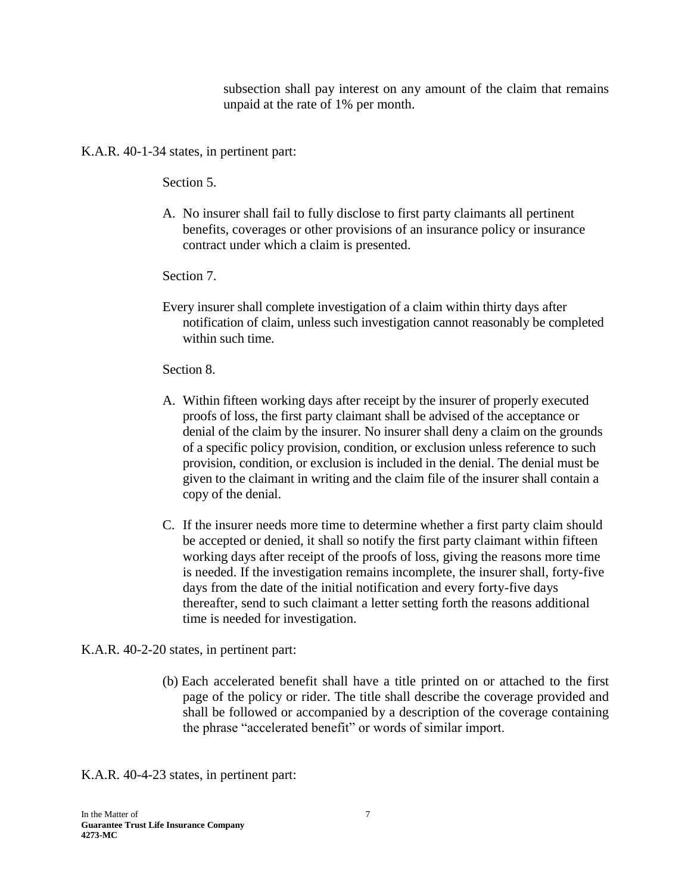subsection shall pay interest on any amount of the claim that remains unpaid at the rate of 1% per month.

K.A.R. 40-1-34 states, in pertinent part:

Section 5.

A. No insurer shall fail to fully disclose to first party claimants all pertinent benefits, coverages or other provisions of an insurance policy or insurance contract under which a claim is presented.

Section 7.

Every insurer shall complete investigation of a claim within thirty days after notification of claim, unless such investigation cannot reasonably be completed within such time.

Section 8.

A. Within fifteen working days after receipt by the insurer of properly executed proofs of loss, the first party claimant shall be advised of the acceptance or denial of the claim by the insurer. No insurer shall deny a claim on the grounds of a specific policy provision, condition, or exclusion unless reference to such provision, condition, or exclusion is included in the denial. The denial must be given to the claimant in writing and the claim file of the insurer shall contain a copy of the denial.

C. If the insurer needs more time to determine whether a first party claim should be accepted or denied, it shall so notify the first party claimant within fifteen working days after receipt of the proofs of loss, giving the reasons more time is needed. If the investigation remains incomplete, the insurer shall, forty-five days from the date of the initial notification and every forty-five days thereafter, send to such claimant a letter setting forth the reasons additional time is needed for investigation.

K.A.R. 40-2-20 states, in pertinent part:

(b) Each accelerated benefit shall have a title printed on or attached to the first page of the policy or rider. The title shall describe the coverage provided and shall be followed or accompanied by a description of the coverage containing the phrase "accelerated benefit" or words of similar import.

K.A.R. 40-4-23 states, in pertinent part: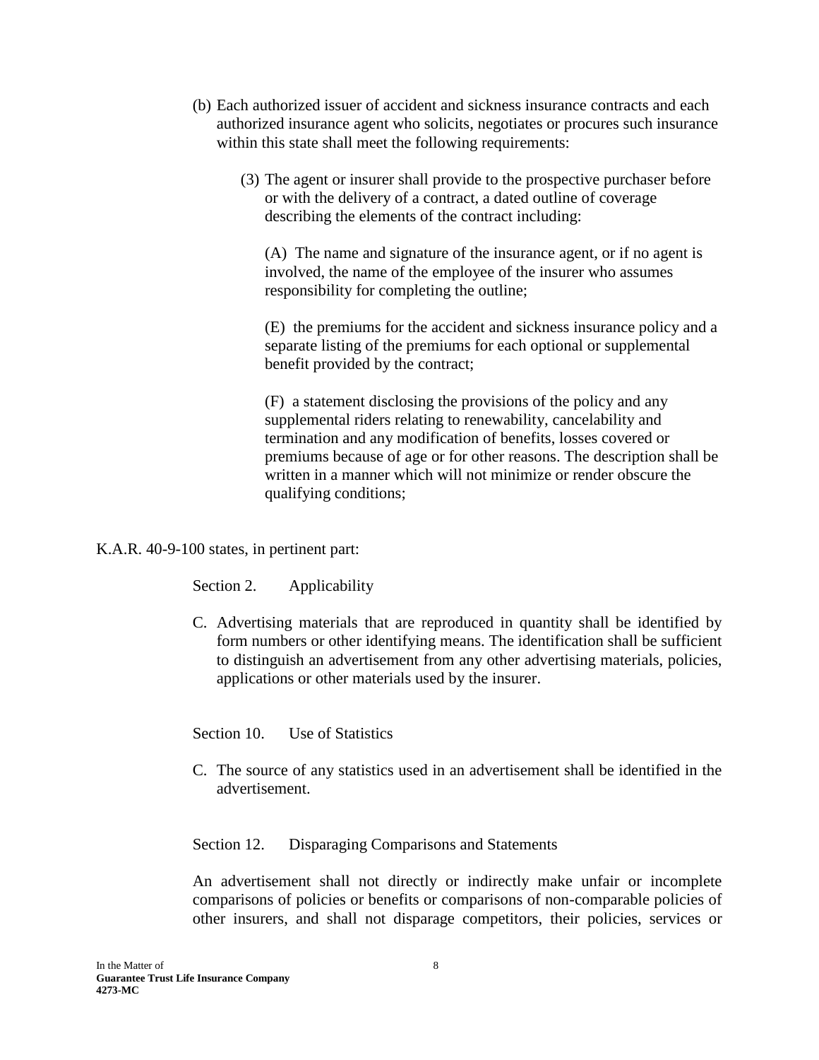(b) Each authorized issuer of accident and sickness insurance contracts and each authorized insurance agent who solicits, negotiates or procures such insurance within this state shall meet the following requirements:

(3) The agent or insurer shall provide to the prospective purchaser before or with the delivery of a contract, a dated outline of coverage describing the elements of the contract including:

(A) The name and signature of the insurance agent, or if no agent is involved, the name of the employee of the insurer who assumes responsibility for completing the outline;

(E) the premiums for the accident and sickness insurance policy and a separate listing of the premiums for each optional or supplemental benefit provided by the contract;

(F) a statement disclosing the provisions of the policy and any supplemental riders relating to renewability, cancelability and termination and any modification of benefits, losses covered or premiums because of age or for other reasons. The description shall be written in a manner which will not minimize or render obscure the qualifying conditions;

K.A.R. 40-9-100 states, in pertinent part:

Section 2. Applicability

C. Advertising materials that are reproduced in quantity shall be identified by form numbers or other identifying means. The identification shall be sufficient to distinguish an advertisement from any other advertising materials, policies, applications or other materials used by the insurer.

Section 10. Use of Statistics

C. The source of any statistics used in an advertisement shall be identified in the advertisement.

Section 12. Disparaging Comparisons and Statements

An advertisement shall not directly or indirectly make unfair or incomplete comparisons of policies or benefits or comparisons of non-comparable policies of other insurers, and shall not disparage competitors, their policies, services or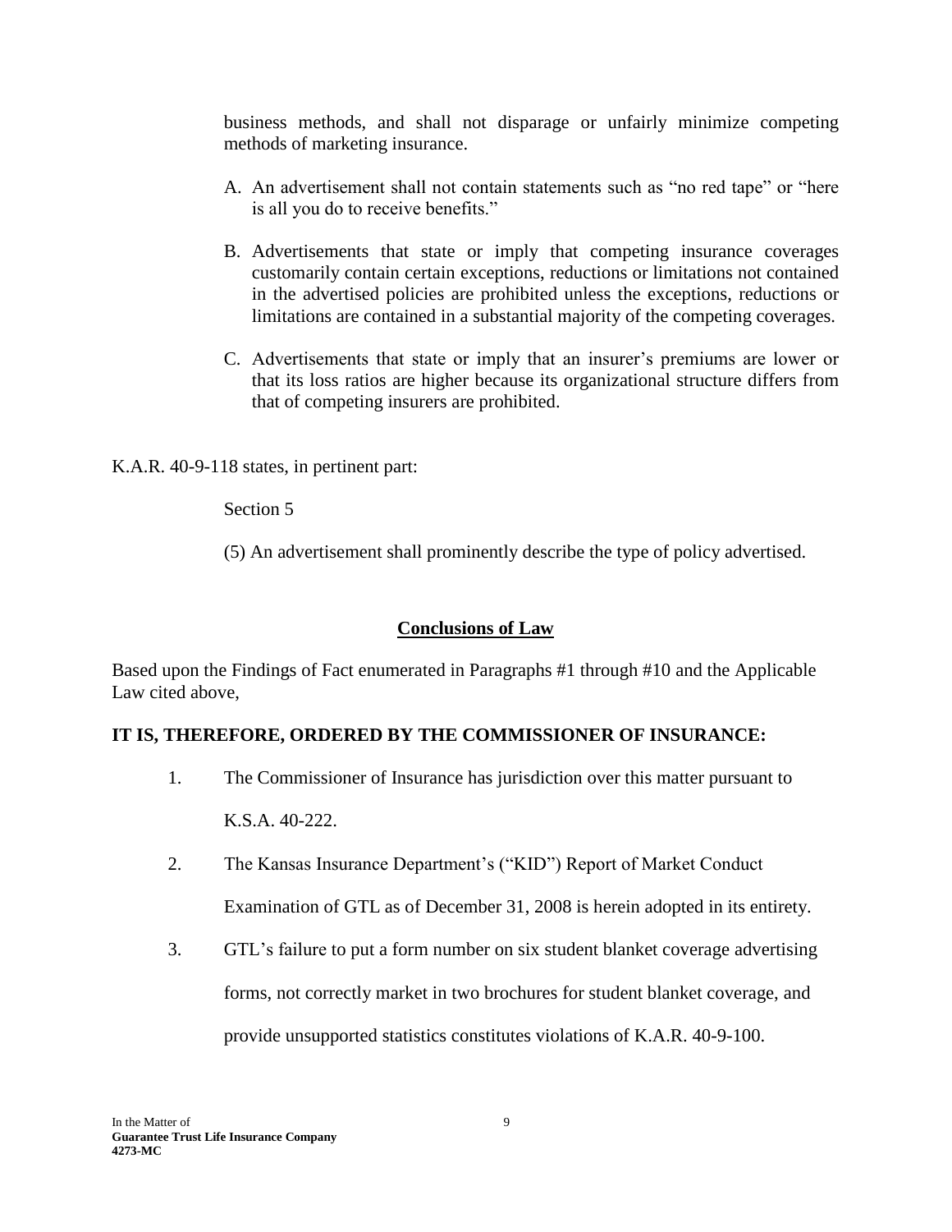business methods, and shall not disparage or unfairly minimize competing methods of marketing insurance.

A. An advertisement shall not contain statements such as "no red tape" or "here is all you do to receive benefits."

B. Advertisements that state or imply that competing insurance coverages customarily contain certain exceptions, reductions or limitations not contained in the advertised policies are prohibited unless the exceptions, reductions or limitations are contained in a substantial majority of the competing coverages.

C. Advertisements that state or imply that an insurer's premiums are lower or that its loss ratios are higher because its organizational structure differs from that of competing insurers are prohibited.

K.A.R. 40-9-118 states, in pertinent part:

Section 5

(5) An advertisement shall prominently describe the type of policy advertised.

## Conclusions of Law

Based upon the Findings of Fact enumerated in Paragraphs #1 through #10 and the Applicable Law cited above,

**IT IS, THEREFORE, ORDERED BY THE COMMISSIONER OF INSURANCE:**

1. The Commissioner of Insurance has jurisdiction over this matter pursuant to K.S.A. 40-222.

2. The Kansas Insurance Department's ("KID") Report of Market Conduct Examination of GTL as of December 31, 2008 is herein adopted in its entirety.

3. GTL's failure to put a form number on six student blanket coverage advertising forms, not correctly market in two brochures for student blanket coverage, and provide unsupported statistics constitutes violations of K.A.R. 40-9-100.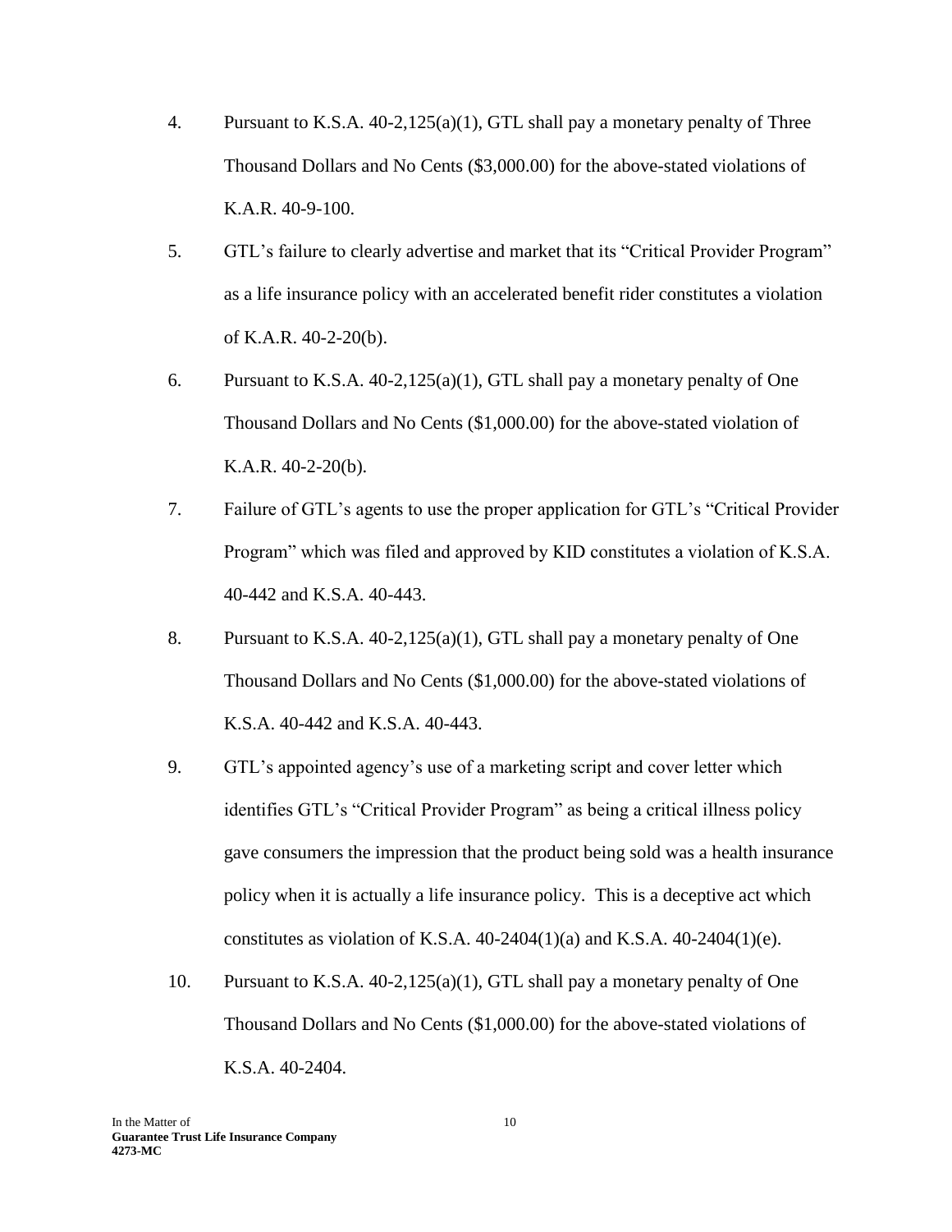4. Pursuant to K.S.A. 40-2,125(a)(1), GTL shall pay a monetary penalty of Three Thousand Dollars and No Cents ($3,000.00) for the above-stated violations of K.A.R. 40-9-100.

5. GTL's failure to clearly advertise and market that its "Critical Provider Program" as a life insurance policy with an accelerated benefit rider constitutes a violation of K.A.R. 40-2-20(b).

6. Pursuant to K.S.A. 40-2,125(a)(1), GTL shall pay a monetary penalty of One Thousand Dollars and No Cents ($1,000.00) for the above-stated violation of K.A.R. 40-2-20(b).

7. Failure of GTL's agents to use the proper application for GTL's "Critical Provider Program" which was filed and approved by KID constitutes a violation of K.S.A. 40-442 and K.S.A. 40-443.

8. Pursuant to K.S.A. 40-2,125(a)(1), GTL shall pay a monetary penalty of One Thousand Dollars and No Cents ($1,000.00) for the above-stated violations of K.S.A. 40-442 and K.S.A. 40-443.

9. GTL's appointed agency's use of a marketing script and cover letter which identifies GTL's "Critical Provider Program" as being a critical illness policy gave consumers the impression that the product being sold was a health insurance policy when it is actually a life insurance policy. This is a deceptive act which constitutes as violation of K.S.A. 40-2404(1)(a) and K.S.A. 40-2404(1)(e).

10. Pursuant to K.S.A. 40-2,125(a)(1), GTL shall pay a monetary penalty of One Thousand Dollars and No Cents ($1,000.00) for the above-stated violations of K.S.A. 40-2404.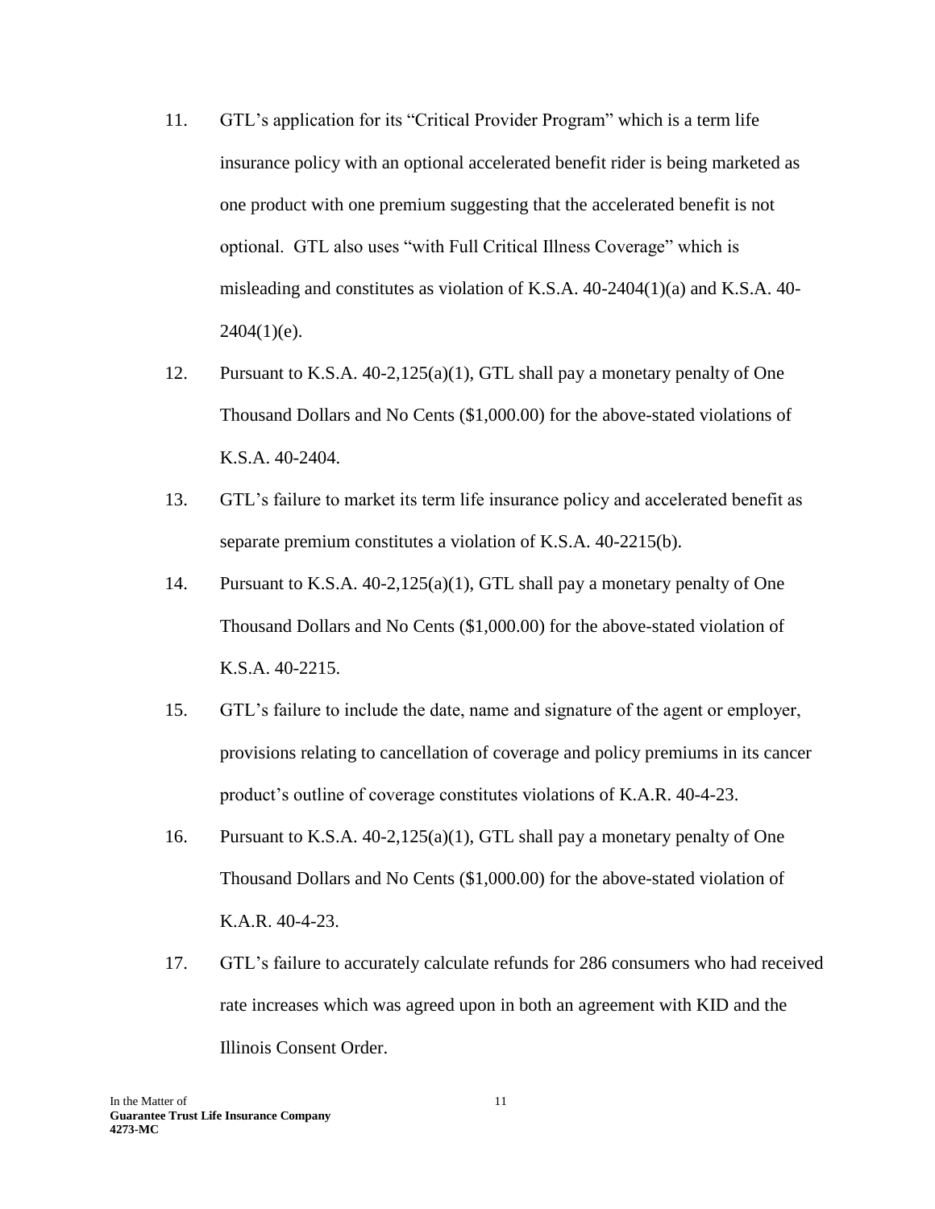11. GTL's application for its "Critical Provider Program" which is a term life insurance policy with an optional accelerated benefit rider is being marketed as one product with one premium suggesting that the accelerated benefit is not optional. GTL also uses "with Full Critical Illness Coverage" which is misleading and constitutes as violation of K.S.A. 40-2404(1)(a) and K.S.A. 40-2404(1)(e).

12. Pursuant to K.S.A. 40-2,125(a)(1), GTL shall pay a monetary penalty of One Thousand Dollars and No Cents ($1,000.00) for the above-stated violations of K.S.A. 40-2404.

13. GTL's failure to market its term life insurance policy and accelerated benefit as separate premium constitutes a violation of K.S.A. 40-2215(b).

14. Pursuant to K.S.A. 40-2,125(a)(1), GTL shall pay a monetary penalty of One Thousand Dollars and No Cents ($1,000.00) for the above-stated violation of K.S.A. 40-2215.

15. GTL's failure to include the date, name and signature of the agent or employer, provisions relating to cancellation of coverage and policy premiums in its cancer product's outline of coverage constitutes violations of K.A.R. 40-4-23.

16. Pursuant to K.S.A. 40-2,125(a)(1), GTL shall pay a monetary penalty of One Thousand Dollars and No Cents ($1,000.00) for the above-stated violation of K.A.R. 40-4-23.

17. GTL's failure to accurately calculate refunds for 286 consumers who had received rate increases which was agreed upon in both an agreement with KID and the Illinois Consent Order.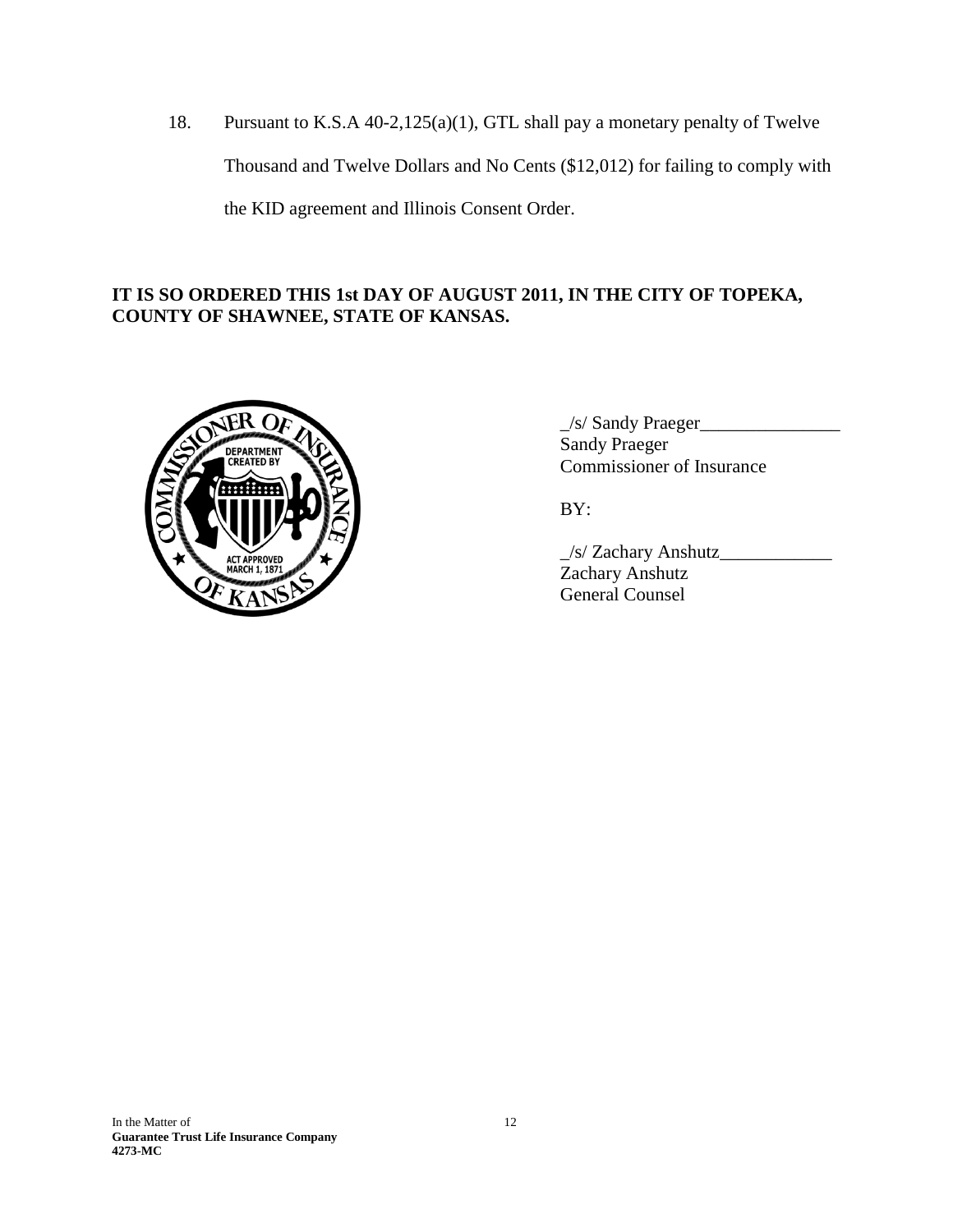18. Pursuant to K.S.A 40-2,125(a)(1), GTL shall pay a monetary penalty of Twelve Thousand and Twelve Dollars and No Cents ($12,012) for failing to comply with the KID agreement and Illinois Consent Order.

**IT IS SO ORDERED THIS 1st DAY OF AUGUST 2011, IN THE CITY OF TOPEKA, COUNTY OF SHAWNEE, STATE OF KANSAS.**

_/s/ Sandy Praeger_______________
Sandy Praeger
Commissioner of Insurance

BY:

_/s/ Zachary Anshutz____________
Zachary Anshutz
General Counsel

In the Matter of
**Guarantee Trust Life Insurance Company**
**4273-MC**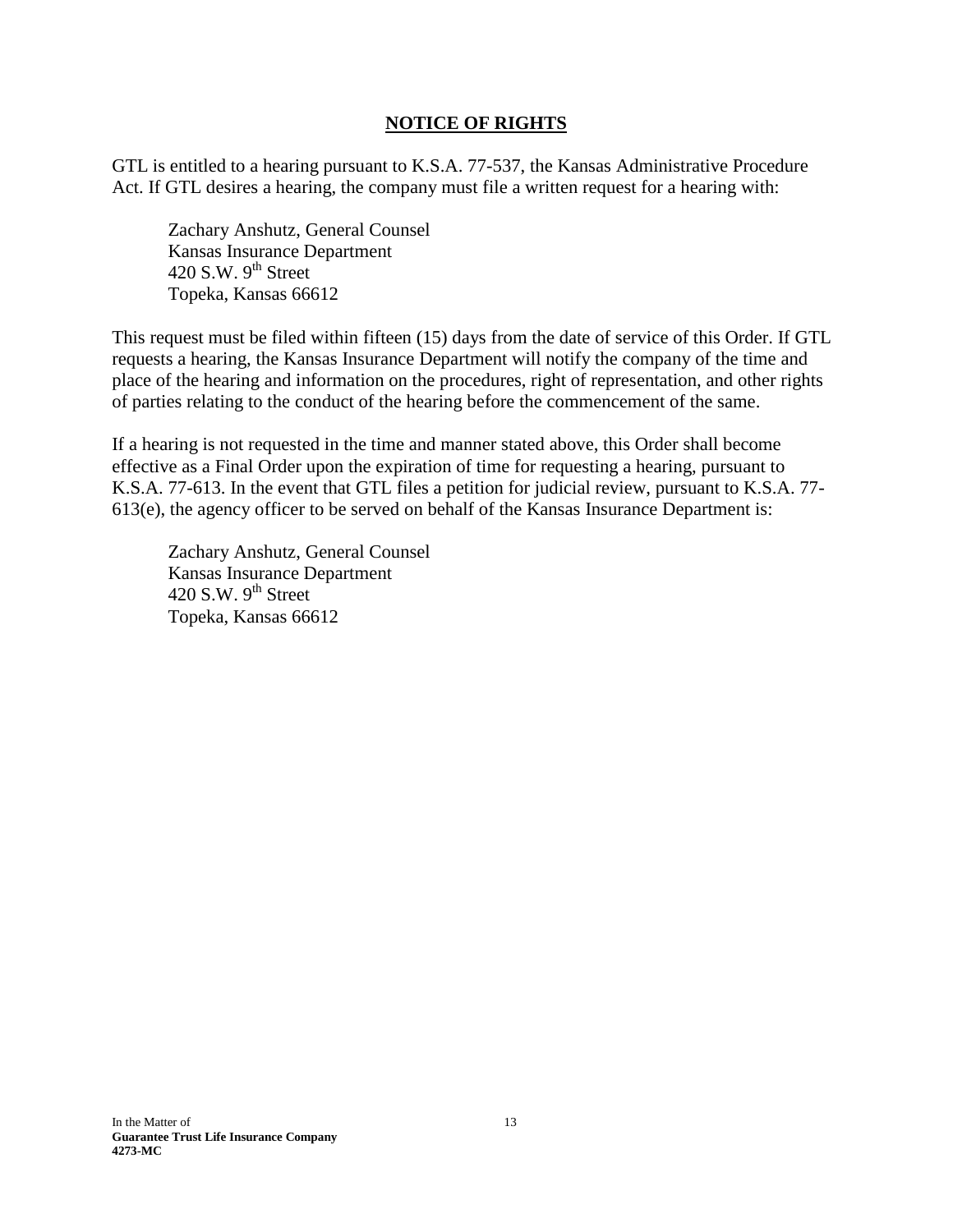## NOTICE OF RIGHTS

GTL is entitled to a hearing pursuant to K.S.A. 77-537, the Kansas Administrative Procedure Act. If GTL desires a hearing, the company must file a written request for a hearing with:

> Zachary Anshutz, General Counsel
> Kansas Insurance Department
> 420 S.W. 9th Street
> Topeka, Kansas 66612

This request must be filed within fifteen (15) days from the date of service of this Order. If GTL requests a hearing, the Kansas Insurance Department will notify the company of the time and place of the hearing and information on the procedures, right of representation, and other rights of parties relating to the conduct of the hearing before the commencement of the same.

If a hearing is not requested in the time and manner stated above, this Order shall become effective as a Final Order upon the expiration of time for requesting a hearing, pursuant to K.S.A. 77-613. In the event that GTL files a petition for judicial review, pursuant to K.S.A. 77-613(e), the agency officer to be served on behalf of the Kansas Insurance Department is:

> Zachary Anshutz, General Counsel
> Kansas Insurance Department
> 420 S.W. 9th Street
> Topeka, Kansas 66612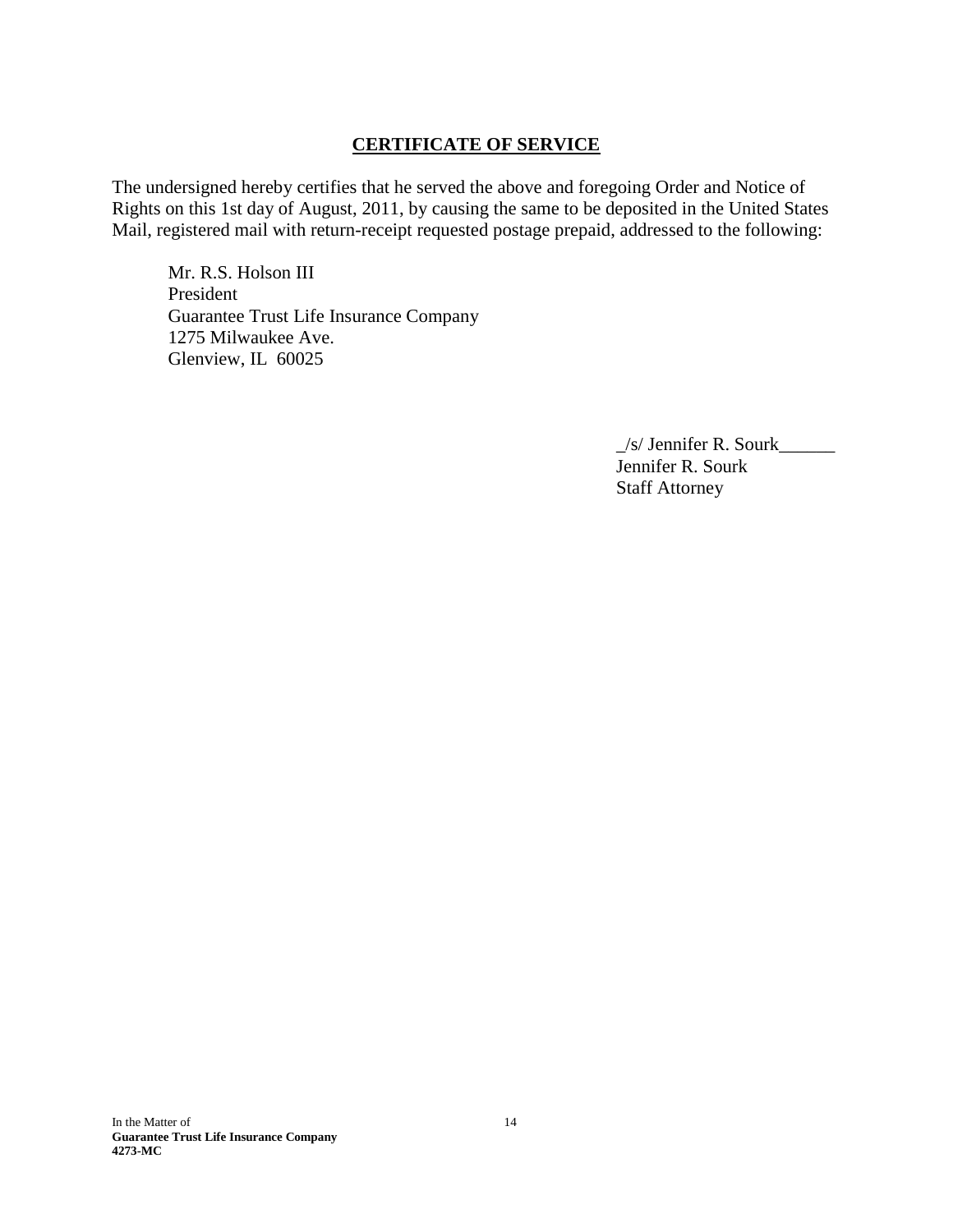## CERTIFICATE OF SERVICE

The undersigned hereby certifies that he served the above and foregoing Order and Notice of Rights on this 1st day of August, 2011, by causing the same to be deposited in the United States Mail, registered mail with return-receipt requested postage prepaid, addressed to the following:

Mr. R.S. Holson III
President
Guarantee Trust Life Insurance Company
1275 Milwaukee Ave.
Glenview, IL 60025

_/s/ Jennifer R. Sourk______
Jennifer R. Sourk
Staff Attorney